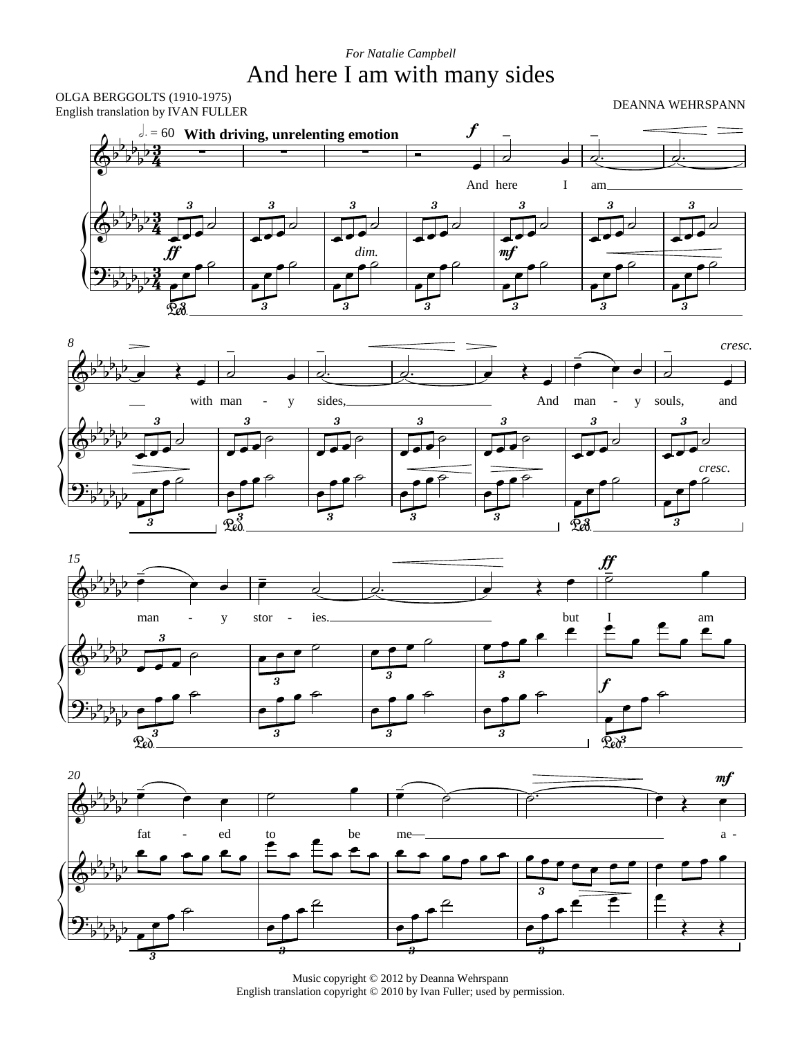*For Natalie Campbell*

# And here I am with many sides

OLGA BERGGOLTS (1910-1975)
English translation by IVAN FULLER

DEANNA WEHRSPANN

Music copyright © 2012 by Deanna Wehrspann
English translation copyright © 2010 by Ivan Fuller; used by permission.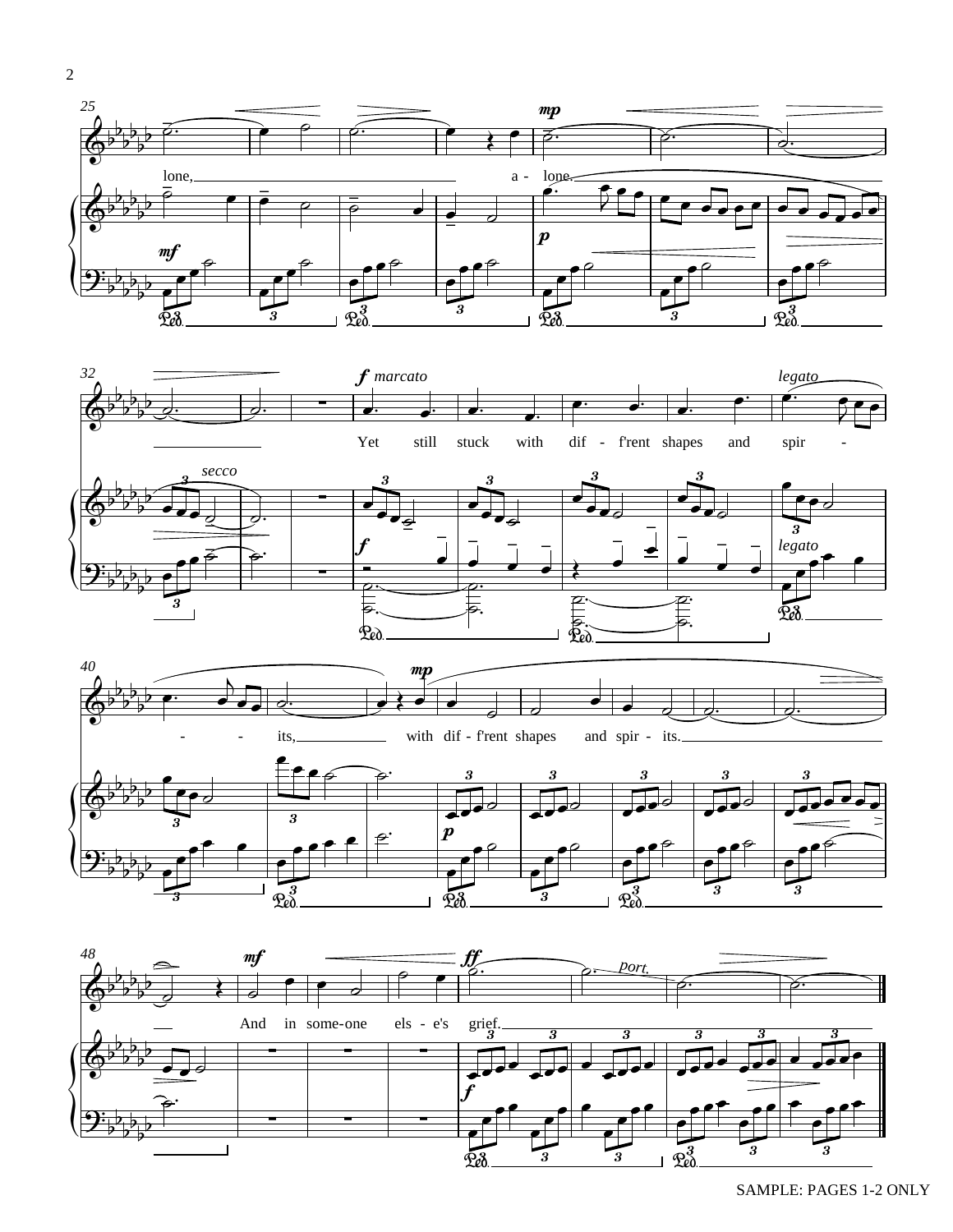lone, a - lone.

Yet still stuck with dif - f'rent shapes and spir - its, with dif - f'rent shapes and spir - its.

And in some-one els - e's grief.

SAMPLE: PAGES 1-2 ONLY